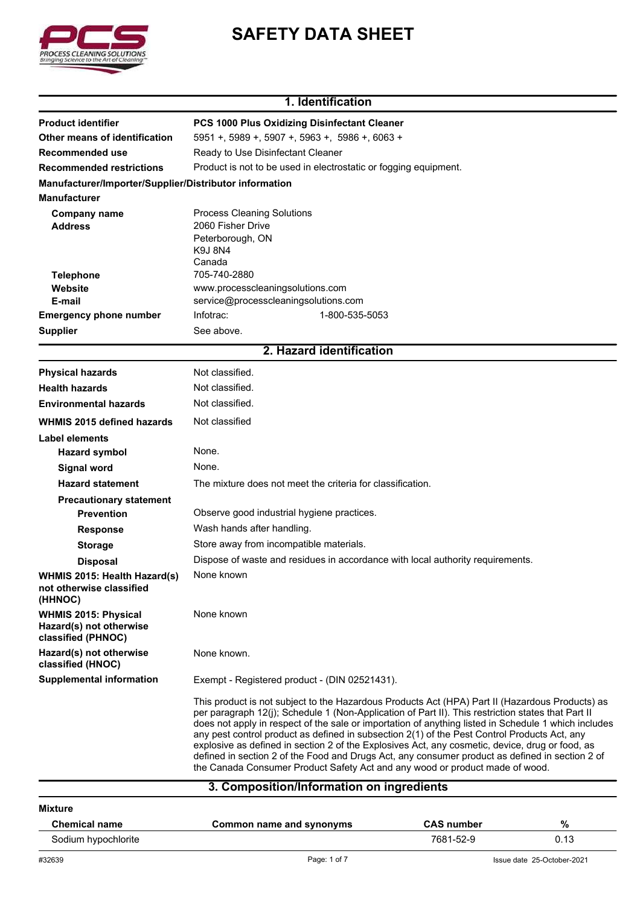# SAFETY DATA SHEET

## 1. Identification

| | |
|---|---|
| **Product identifier** | **PCS 1000 Plus Oxidizing Disinfectant Cleaner** |
| **Other means of identification** | 5951 +, 5989 +, 5907 +, 5963 +, 5986 +, 6063 + |
| **Recommended use** | Ready to Use Disinfectant Cleaner |
| **Recommended restrictions** | Product is not to be used in electrostatic or fogging equipment. |

**Manufacturer/Importer/Supplier/Distributor information**

**Manufacturer**

| | |
|---|---|
| **Company name** | Process Cleaning Solutions |
| **Address** | 2060 Fisher Drive<br>Peterborough, ON<br>K9J 8N4<br>Canada |
| **Telephone** | 705-740-2880 |
| **Website** | www.processcleaningsolutions.com |
| **E-mail** | service@processcleaningsolutions.com |
| **Emergency phone number** | Infotrac: 1-800-535-5053 |
| **Supplier** | See above. |

## 2. Hazard identification

| | |
|---|---|
| **Physical hazards** | Not classified. |
| **Health hazards** | Not classified. |
| **Environmental hazards** | Not classified. |
| **WHMIS 2015 defined hazards** | Not classified |

**Label elements**

| | |
|---|---|
| **Hazard symbol** | None. |
| **Signal word** | None. |
| **Hazard statement** | The mixture does not meet the criteria for classification. |

**Precautionary statement**

| | |
|---|---|
| **Prevention** | Observe good industrial hygiene practices. |
| **Response** | Wash hands after handling. |
| **Storage** | Store away from incompatible materials. |
| **Disposal** | Dispose of waste and residues in accordance with local authority requirements. |
| **WHMIS 2015: Health Hazard(s) not otherwise classified (HHNOC)** | None known |
| **WHMIS 2015: Physical Hazard(s) not otherwise classified (PHNOC)** | None known |
| **Hazard(s) not otherwise classified (HNOC)** | None known. |
| **Supplemental information** | Exempt - Registered product - (DIN 02521431). |

This product is not subject to the Hazardous Products Act (HPA) Part II (Hazardous Products) as per paragraph 12(j); Schedule 1 (Non-Application of Part II). This restriction states that Part II does not apply in respect of the sale or importation of anything listed in Schedule 1 which includes any pest control product as defined in subsection 2(1) of the Pest Control Products Act, any explosive as defined in section 2 of the Explosives Act, any cosmetic, device, drug or food, as defined in section 2 of the Food and Drugs Act, any consumer product as defined in section 2 of the Canada Consumer Product Safety Act and any wood or product made of wood.

## 3. Composition/Information on ingredients

**Mixture**

| Chemical name | Common name and synonyms | CAS number | % |
|---|---|---|---|
| Sodium hypochlorite | | 7681-52-9 | 0.13 |

#32639 Issue date 25-October-2021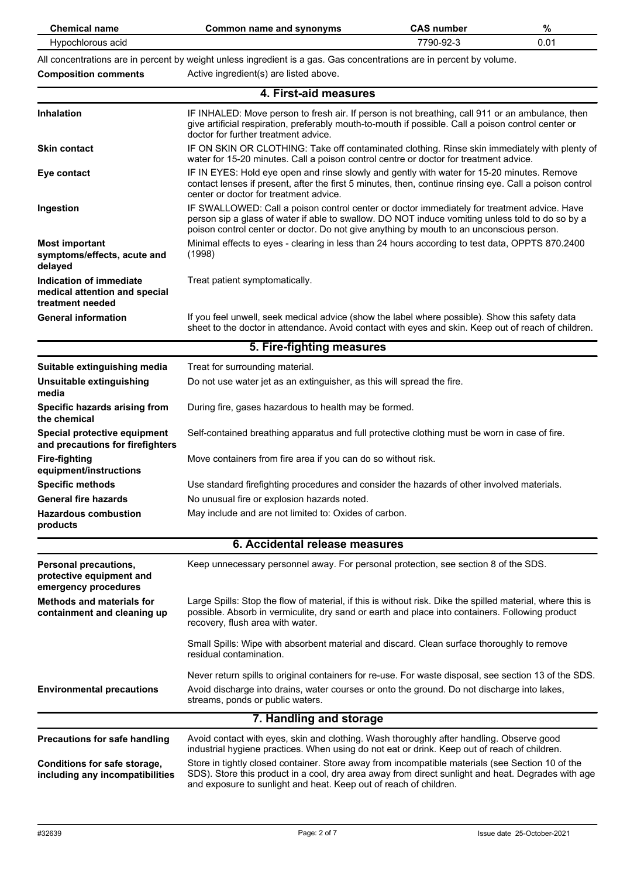| Chemical name | Common name and synonyms | CAS number | % |
| --- | --- | --- | --- |
| Hypochlorous acid | | 7790-92-3 | 0.01 |

All concentrations are in percent by weight unless ingredient is a gas. Gas concentrations are in percent by volume.

**Composition comments** Active ingredient(s) are listed above.

## 4. First-aid measures

**Inhalation**
IF INHALED: Move person to fresh air. If person is not breathing, call 911 or an ambulance, then give artificial respiration, preferably mouth-to-mouth if possible. Call a poison control center or doctor for further treatment advice.

**Skin contact**
IF ON SKIN OR CLOTHING: Take off contaminated clothing. Rinse skin immediately with plenty of water for 15-20 minutes. Call a poison control centre or doctor for treatment advice.

**Eye contact**
IF IN EYES: Hold eye open and rinse slowly and gently with water for 15-20 minutes. Remove contact lenses if present, after the first 5 minutes, then, continue rinsing eye. Call a poison control center or doctor for treatment advice.

**Ingestion**
IF SWALLOWED: Call a poison control center or doctor immediately for treatment advice. Have person sip a glass of water if able to swallow. DO NOT induce vomiting unless told to do so by a poison control center or doctor. Do not give anything by mouth to an unconscious person.

**Most important symptoms/effects, acute and delayed**
Minimal effects to eyes - clearing in less than 24 hours according to test data, OPPTS 870.2400 (1998)

**Indication of immediate medical attention and special treatment needed**
Treat patient symptomatically.

**General information**
If you feel unwell, seek medical advice (show the label where possible). Show this safety data sheet to the doctor in attendance. Avoid contact with eyes and skin. Keep out of reach of children.

## 5. Fire-fighting measures

**Suitable extinguishing media**
Treat for surrounding material.

**Unsuitable extinguishing media**
Do not use water jet as an extinguisher, as this will spread the fire.

**Specific hazards arising from the chemical**
During fire, gases hazardous to health may be formed.

**Special protective equipment and precautions for firefighters**
Self-contained breathing apparatus and full protective clothing must be worn in case of fire.

**Fire-fighting equipment/instructions**
Move containers from fire area if you can do so without risk.

**Specific methods**
Use standard firefighting procedures and consider the hazards of other involved materials.

**General fire hazards**
No unusual fire or explosion hazards noted.

**Hazardous combustion products**
May include and are not limited to: Oxides of carbon.

## 6. Accidental release measures

**Personal precautions, protective equipment and emergency procedures**
Keep unnecessary personnel away. For personal protection, see section 8 of the SDS.

**Methods and materials for containment and cleaning up**
Large Spills: Stop the flow of material, if this is without risk. Dike the spilled material, where this is possible. Absorb in vermiculite, dry sand or earth and place into containers. Following product recovery, flush area with water.

Small Spills: Wipe with absorbent material and discard. Clean surface thoroughly to remove residual contamination.

Never return spills to original containers for re-use. For waste disposal, see section 13 of the SDS.

**Environmental precautions**
Avoid discharge into drains, water courses or onto the ground. Do not discharge into lakes, streams, ponds or public waters.

## 7. Handling and storage

**Precautions for safe handling**
Avoid contact with eyes, skin and clothing. Wash thoroughly after handling. Observe good industrial hygiene practices. When using do not eat or drink. Keep out of reach of children.

**Conditions for safe storage, including any incompatibilities**
Store in tightly closed container. Store away from incompatible materials (see Section 10 of the SDS). Store this product in a cool, dry area away from direct sunlight and heat. Degrades with age and exposure to sunlight and heat. Keep out of reach of children.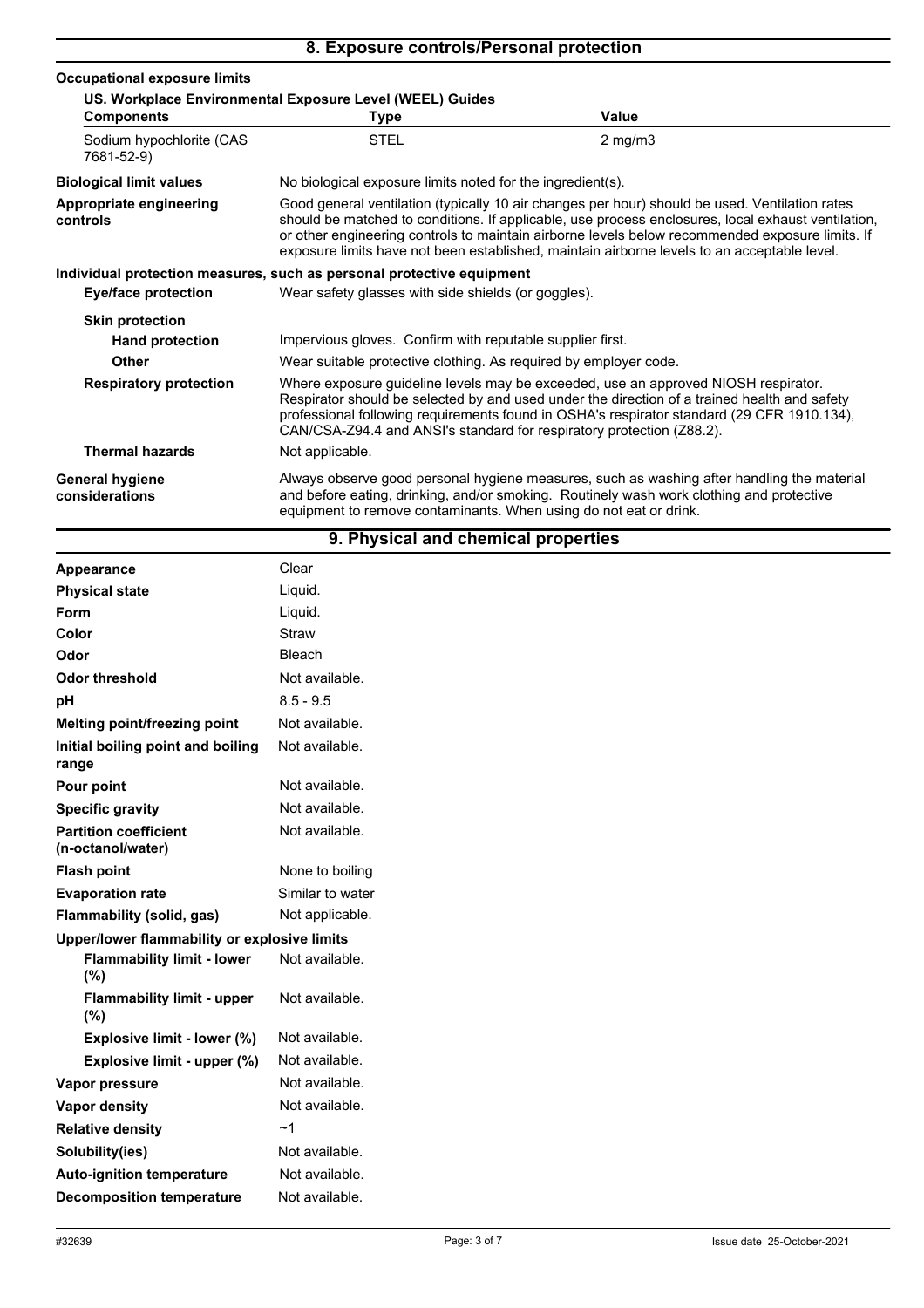## 8. Exposure controls/Personal protection

**Occupational exposure limits**

**US. Workplace Environmental Exposure Level (WEEL) Guides**

| Components | Type | Value |
|---|---|---|
| Sodium hypochlorite (CAS 7681-52-9) | STEL | 2 mg/m3 |

| | |
|---|---|
| **Biological limit values** | No biological exposure limits noted for the ingredient(s). |
| **Appropriate engineering controls** | Good general ventilation (typically 10 air changes per hour) should be used. Ventilation rates should be matched to conditions. If applicable, use process enclosures, local exhaust ventilation, or other engineering controls to maintain airborne levels below recommended exposure limits. If exposure limits have not been established, maintain airborne levels to an acceptable level. |

**Individual protection measures, such as personal protective equipment**

| | |
|---|---|
| **Eye/face protection** | Wear safety glasses with side shields (or goggles). |
| **Skin protection** | |
| **Hand protection** | Impervious gloves. Confirm with reputable supplier first. |
| **Other** | Wear suitable protective clothing. As required by employer code. |
| **Respiratory protection** | Where exposure guideline levels may be exceeded, use an approved NIOSH respirator. Respirator should be selected by and used under the direction of a trained health and safety professional following requirements found in OSHA's respirator standard (29 CFR 1910.134), CAN/CSA-Z94.4 and ANSI's standard for respiratory protection (Z88.2). |
| **Thermal hazards** | Not applicable. |
| **General hygiene considerations** | Always observe good personal hygiene measures, such as washing after handling the material and before eating, drinking, and/or smoking. Routinely wash work clothing and protective equipment to remove contaminants. When using do not eat or drink. |

## 9. Physical and chemical properties

| | |
|---|---|
| **Appearance** | Clear |
| **Physical state** | Liquid. |
| **Form** | Liquid. |
| **Color** | Straw |
| **Odor** | Bleach |
| **Odor threshold** | Not available. |
| **pH** | 8.5 - 9.5 |
| **Melting point/freezing point** | Not available. |
| **Initial boiling point and boiling range** | Not available. |
| **Pour point** | Not available. |
| **Specific gravity** | Not available. |
| **Partition coefficient (n-octanol/water)** | Not available. |
| **Flash point** | None to boiling |
| **Evaporation rate** | Similar to water |
| **Flammability (solid, gas)** | Not applicable. |
| **Upper/lower flammability or explosive limits** | |
| **Flammability limit - lower (%)** | Not available. |
| **Flammability limit - upper (%)** | Not available. |
| **Explosive limit - lower (%)** | Not available. |
| **Explosive limit - upper (%)** | Not available. |
| **Vapor pressure** | Not available. |
| **Vapor density** | Not available. |
| **Relative density** | ~1 |
| **Solubility(ies)** | Not available. |
| **Auto-ignition temperature** | Not available. |
| **Decomposition temperature** | Not available. |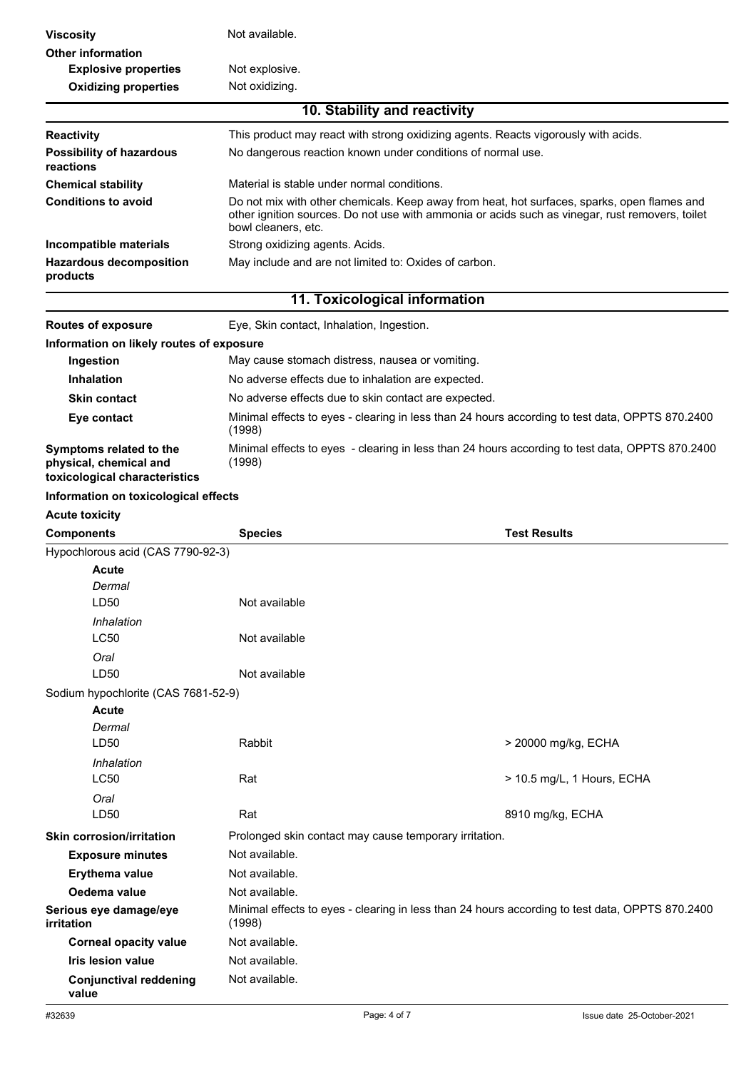| | |
|---|---|
| **Viscosity** | Not available. |
| **Other information** | |
| **Explosive properties** | Not explosive. |
| **Oxidizing properties** | Not oxidizing. |

## 10. Stability and reactivity

| | |
|---|---|
| **Reactivity** | This product may react with strong oxidizing agents. Reacts vigorously with acids. |
| **Possibility of hazardous reactions** | No dangerous reaction known under conditions of normal use. |
| **Chemical stability** | Material is stable under normal conditions. |
| **Conditions to avoid** | Do not mix with other chemicals. Keep away from heat, hot surfaces, sparks, open flames and other ignition sources. Do not use with ammonia or acids such as vinegar, rust removers, toilet bowl cleaners, etc. |
| **Incompatible materials** | Strong oxidizing agents. Acids. |
| **Hazardous decomposition products** | May include and are not limited to: Oxides of carbon. |

## 11. Toxicological information

| | |
|---|---|
| **Routes of exposure** | Eye, Skin contact, Inhalation, Ingestion. |
| **Information on likely routes of exposure** | |
| **Ingestion** | May cause stomach distress, nausea or vomiting. |
| **Inhalation** | No adverse effects due to inhalation are expected. |
| **Skin contact** | No adverse effects due to skin contact are expected. |
| **Eye contact** | Minimal effects to eyes - clearing in less than 24 hours according to test data, OPPTS 870.2400 (1998) |
| **Symptoms related to the physical, chemical and toxicological characteristics** | Minimal effects to eyes - clearing in less than 24 hours according to test data, OPPTS 870.2400 (1998) |

**Information on toxicological effects**

**Acute toxicity**

| Components | Species | Test Results |
|---|---|---|
| Hypochlorous acid (CAS 7790-92-3) | | |
| **Acute** | | |
| *Dermal* | | |
| LD50 | Not available | |
| *Inhalation* | | |
| LC50 | Not available | |
| *Oral* | | |
| LD50 | Not available | |
| Sodium hypochlorite (CAS 7681-52-9) | | |
| **Acute** | | |
| *Dermal* | | |
| LD50 | Rabbit | > 20000 mg/kg, ECHA |
| *Inhalation* | | |
| LC50 | Rat | > 10.5 mg/L, 1 Hours, ECHA |
| *Oral* | | |
| LD50 | Rat | 8910 mg/kg, ECHA |

| | |
|---|---|
| **Skin corrosion/irritation** | Prolonged skin contact may cause temporary irritation. |
| **Exposure minutes** | Not available. |
| **Erythema value** | Not available. |
| **Oedema value** | Not available. |
| **Serious eye damage/eye irritation** | Minimal effects to eyes - clearing in less than 24 hours according to test data, OPPTS 870.2400 (1998) |
| **Corneal opacity value** | Not available. |
| **Iris lesion value** | Not available. |
| **Conjunctival reddening value** | Not available. |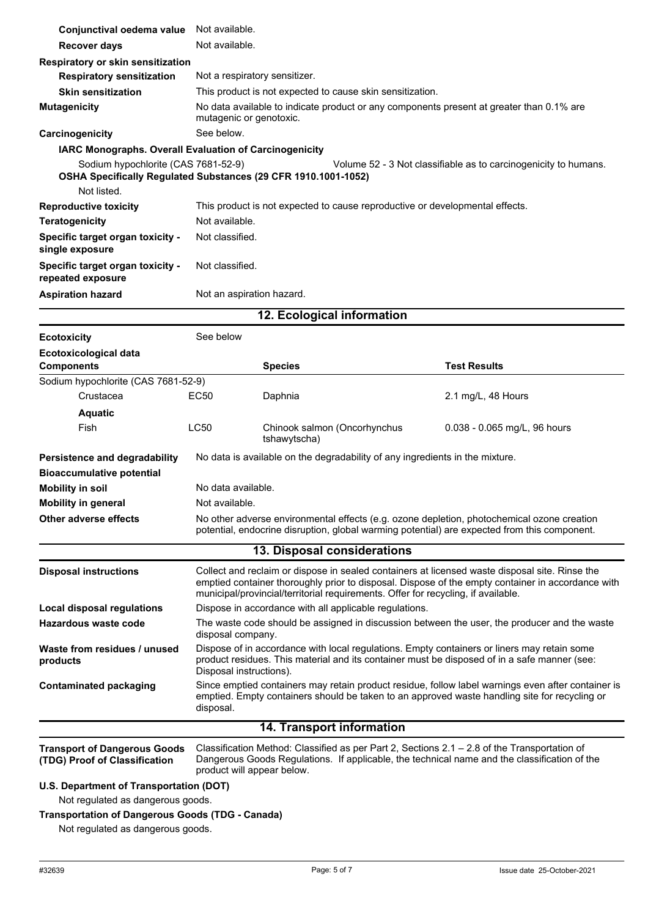| | |
|---|---|
| **Conjunctival oedema value** | Not available. |
| **Recover days** | Not available. |

**Respiratory or skin sensitization**

| | |
|---|---|
| **Respiratory sensitization** | Not a respiratory sensitizer. |
| **Skin sensitization** | This product is not expected to cause skin sensitization. |
| **Mutagenicity** | No data available to indicate product or any components present at greater than 0.1% are mutagenic or genotoxic. |
| **Carcinogenicity** | See below. |

**IARC Monographs. Overall Evaluation of Carcinogenicity**

Sodium hypochlorite (CAS 7681-52-9) Volume 52 - 3 Not classifiable as to carcinogenicity to humans.

**OSHA Specifically Regulated Substances (29 CFR 1910.1001-1052)**

Not listed.

| | |
|---|---|
| **Reproductive toxicity** | This product is not expected to cause reproductive or developmental effects. |
| **Teratogenicity** | Not available. |
| **Specific target organ toxicity - single exposure** | Not classified. |
| **Specific target organ toxicity - repeated exposure** | Not classified. |
| **Aspiration hazard** | Not an aspiration hazard. |

## 12. Ecological information

**Ecotoxicity** See below

**Ecotoxicological data**

| Components | | Species | Test Results |
|---|---|---|---|
| Sodium hypochlorite (CAS 7681-52-9) | | | |
| Crustacea | EC50 | Daphnia | 2.1 mg/L, 48 Hours |
| **Aquatic** | | | |
| Fish | LC50 | Chinook salmon (Oncorhynchus tshawytscha) | 0.038 - 0.065 mg/L, 96 hours |

| | |
|---|---|
| **Persistence and degradability** | No data is available on the degradability of any ingredients in the mixture. |
| **Bioaccumulative potential** | |
| **Mobility in soil** | No data available. |
| **Mobility in general** | Not available. |
| **Other adverse effects** | No other adverse environmental effects (e.g. ozone depletion, photochemical ozone creation potential, endocrine disruption, global warming potential) are expected from this component. |

## 13. Disposal considerations

| | |
|---|---|
| **Disposal instructions** | Collect and reclaim or dispose in sealed containers at licensed waste disposal site. Rinse the emptied container thoroughly prior to disposal. Dispose of the empty container in accordance with municipal/provincial/territorial requirements. Offer for recycling, if available. |
| **Local disposal regulations** | Dispose in accordance with all applicable regulations. |
| **Hazardous waste code** | The waste code should be assigned in discussion between the user, the producer and the waste disposal company. |
| **Waste from residues / unused products** | Dispose of in accordance with local regulations. Empty containers or liners may retain some product residues. This material and its container must be disposed of in a safe manner (see: Disposal instructions). |
| **Contaminated packaging** | Since emptied containers may retain product residue, follow label warnings even after container is emptied. Empty containers should be taken to an approved waste handling site for recycling or disposal. |

## 14. Transport information

**Transport of Dangerous Goods (TDG) Proof of Classification** Classification Method: Classified as per Part 2, Sections 2.1 – 2.8 of the Transportation of Dangerous Goods Regulations. If applicable, the technical name and the classification of the product will appear below.

**U.S. Department of Transportation (DOT)**

Not regulated as dangerous goods.

**Transportation of Dangerous Goods (TDG - Canada)**

Not regulated as dangerous goods.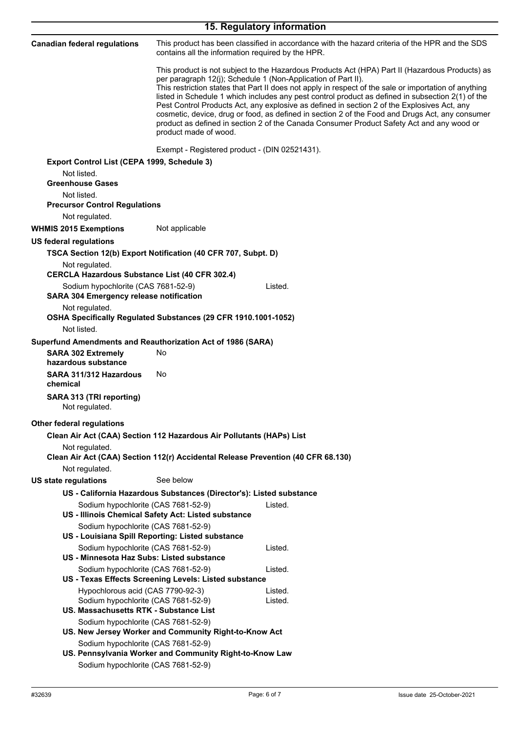## 15. Regulatory information

**Canadian federal regulations**

This product has been classified in accordance with the hazard criteria of the HPR and the SDS contains all the information required by the HPR.

This product is not subject to the Hazardous Products Act (HPA) Part II (Hazardous Products) as per paragraph 12(j); Schedule 1 (Non-Application of Part II).
This restriction states that Part II does not apply in respect of the sale or importation of anything listed in Schedule 1 which includes any pest control product as defined in subsection 2(1) of the Pest Control Products Act, any explosive as defined in section 2 of the Explosives Act, any cosmetic, device, drug or food, as defined in section 2 of the Food and Drugs Act, any consumer product as defined in section 2 of the Canada Consumer Product Safety Act and any wood or product made of wood.

Exempt - Registered product - (DIN 02521431).

**Export Control List (CEPA 1999, Schedule 3)**

Not listed.

**Greenhouse Gases**

Not listed.

**Precursor Control Regulations**

Not regulated.

**WHMIS 2015 Exemptions** Not applicable

**US federal regulations**

**TSCA Section 12(b) Export Notification (40 CFR 707, Subpt. D)**

Not regulated.

**CERCLA Hazardous Substance List (40 CFR 302.4)**

| | |
|---|---|
| Sodium hypochlorite (CAS 7681-52-9) | Listed. |

**SARA 304 Emergency release notification**

Not regulated.

**OSHA Specifically Regulated Substances (29 CFR 1910.1001-1052)**

Not listed.

**Superfund Amendments and Reauthorization Act of 1986 (SARA)**

**SARA 302 Extremely hazardous substance** No

**SARA 311/312 Hazardous chemical** No

**SARA 313 (TRI reporting)**

Not regulated.

**Other federal regulations**

**Clean Air Act (CAA) Section 112 Hazardous Air Pollutants (HAPs) List**

Not regulated.

**Clean Air Act (CAA) Section 112(r) Accidental Release Prevention (40 CFR 68.130)**

Not regulated.

**US state regulations** See below

**US - California Hazardous Substances (Director's): Listed substance**

| | |
|---|---|
| Sodium hypochlorite (CAS 7681-52-9) | Listed. |

**US - Illinois Chemical Safety Act: Listed substance**

Sodium hypochlorite (CAS 7681-52-9)

**US - Louisiana Spill Reporting: Listed substance**

| | |
|---|---|
| Sodium hypochlorite (CAS 7681-52-9) | Listed. |

**US - Minnesota Haz Subs: Listed substance**

| | |
|---|---|
| Sodium hypochlorite (CAS 7681-52-9) | Listed. |

**US - Texas Effects Screening Levels: Listed substance**

| | |
|---|---|
| Hypochlorous acid (CAS 7790-92-3) | Listed. |
| Sodium hypochlorite (CAS 7681-52-9) | Listed. |

**US. Massachusetts RTK - Substance List**

Sodium hypochlorite (CAS 7681-52-9)

**US. New Jersey Worker and Community Right-to-Know Act**

Sodium hypochlorite (CAS 7681-52-9)

**US. Pennsylvania Worker and Community Right-to-Know Law**

Sodium hypochlorite (CAS 7681-52-9)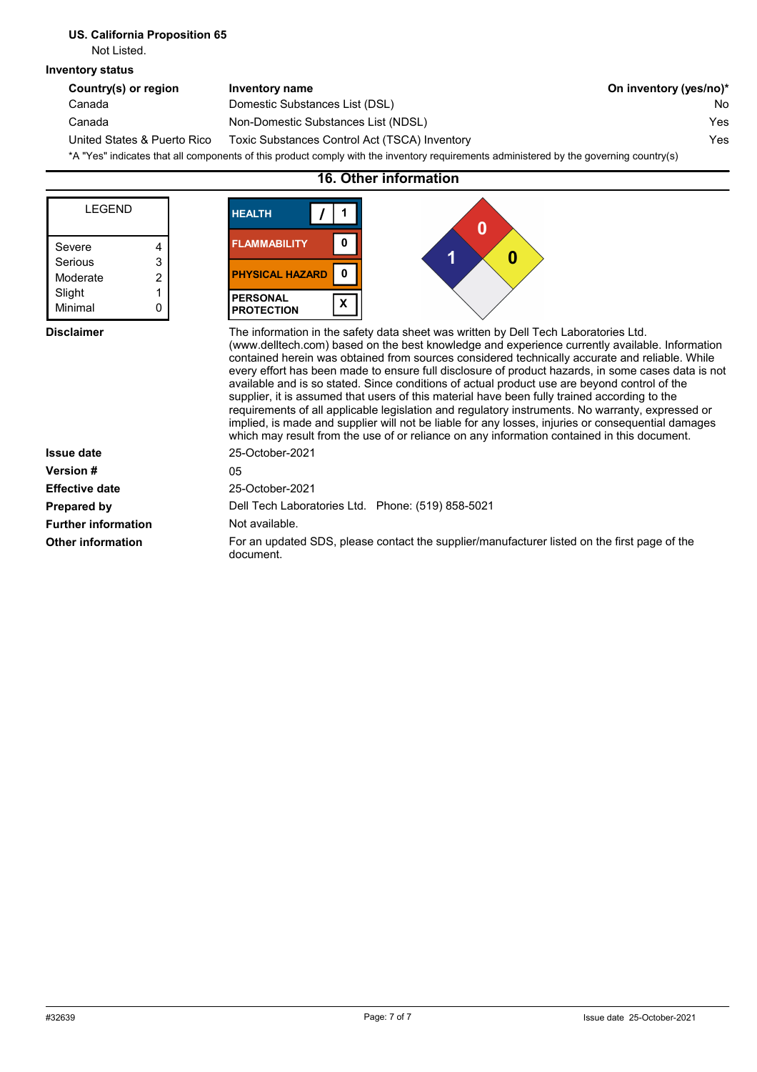**US. California Proposition 65**

Not Listed.

**Inventory status**

| Country(s) or region | Inventory name | On inventory (yes/no)* |
|---|---|---|
| Canada | Domestic Substances List (DSL) | No |
| Canada | Non-Domestic Substances List (NDSL) | Yes |
| United States & Puerto Rico | Toxic Substances Control Act (TSCA) Inventory | Yes |

*A "Yes" indicates that all components of this product comply with the inventory requirements administered by the governing country(s)

## 16. Other information

| LEGEND | |
|---|---|
| Severe | 4 |
| Serious | 3 |
| Moderate | 2 |
| Slight | 1 |
| Minimal | 0 |

| | | |
|---|---|---|
| HEALTH | / | 1 |
| FLAMMABILITY | | 0 |
| PHYSICAL HAZARD | | 0 |
| PERSONAL PROTECTION | | X |

0

1

0

**Disclaimer** The information in the safety data sheet was written by Dell Tech Laboratories Ltd. (www.delltech.com) based on the best knowledge and experience currently available. Information contained herein was obtained from sources considered technically accurate and reliable. While every effort has been made to ensure full disclosure of product hazards, in some cases data is not available and is so stated. Since conditions of actual product use are beyond control of the supplier, it is assumed that users of this material have been fully trained according to the requirements of all applicable legislation and regulatory instruments. No warranty, expressed or implied, is made and supplier will not be liable for any losses, injuries or consequential damages which may result from the use of or reliance on any information contained in this document.

**Issue date** 25-October-2021

**Version #** 05

**Effective date** 25-October-2021

**Prepared by** Dell Tech Laboratories Ltd. Phone: (519) 858-5021

**Further information** Not available.

**Other information** For an updated SDS, please contact the supplier/manufacturer listed on the first page of the document.